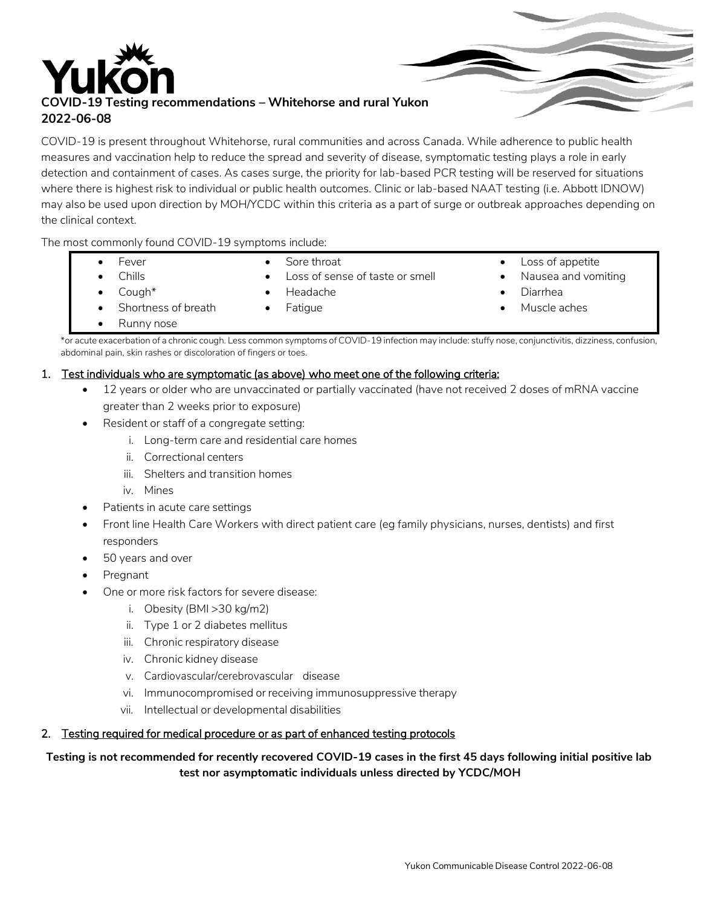# Yukon

## COVID-19 Testing recommendations – Whitehorse and rural Yukon 2022-06-08

COVID-19 is present throughout Whitehorse, rural communities and across Canada. While adherence to public health measures and vaccination help to reduce the spread and severity of disease, symptomatic testing plays a role in early detection and containment of cases. As cases surge, the priority for lab-based PCR testing will be reserved for situations where there is highest risk to individual or public health outcomes. Clinic or lab-based NAAT testing (i.e. Abbott IDNOW) may also be used upon direction by MOH/YCDC within this criteria as a part of surge or outbreak approaches depending on the clinical context.

The most commonly found COVID-19 symptoms include:

- Fever
- Chills
- Cough*
- Shortness of breath
- Runny nose
- Sore throat
- Loss of sense of taste or smell
- Headache
- Fatigue
- Loss of appetite
- Nausea and vomiting
- Diarrhea
- Muscle aches

*or acute exacerbation of a chronic cough. Less common symptoms of COVID-19 infection may include: stuffy nose, conjunctivitis, dizziness, confusion, abdominal pain, skin rashes or discoloration of fingers or toes.

1. Test individuals who are symptomatic (as above) who meet one of the following criteria:
   - 12 years or older who are unvaccinated or partially vaccinated (have not received 2 doses of mRNA vaccine greater than 2 weeks prior to exposure)
   - Resident or staff of a congregate setting:
     1. Long-term care and residential care homes
     2. Correctional centers
     3. Shelters and transition homes
     4. Mines
   - Patients in acute care settings
   - Front line Health Care Workers with direct patient care (eg family physicians, nurses, dentists) and first responders
   - 50 years and over
   - Pregnant
   - One or more risk factors for severe disease:
     1. Obesity (BMI >30 kg/m2)
     2. Type 1 or 2 diabetes mellitus
     3. Chronic respiratory disease
     4. Chronic kidney disease
     5. Cardiovascular/cerebrovascular disease
     6. Immunocompromised or receiving immunosuppressive therapy
     7. Intellectual or developmental disabilities

2. Testing required for medical procedure or as part of enhanced testing protocols

**Testing is not recommended for recently recovered COVID-19 cases in the first 45 days following initial positive lab test nor asymptomatic individuals unless directed by YCDC/MOH**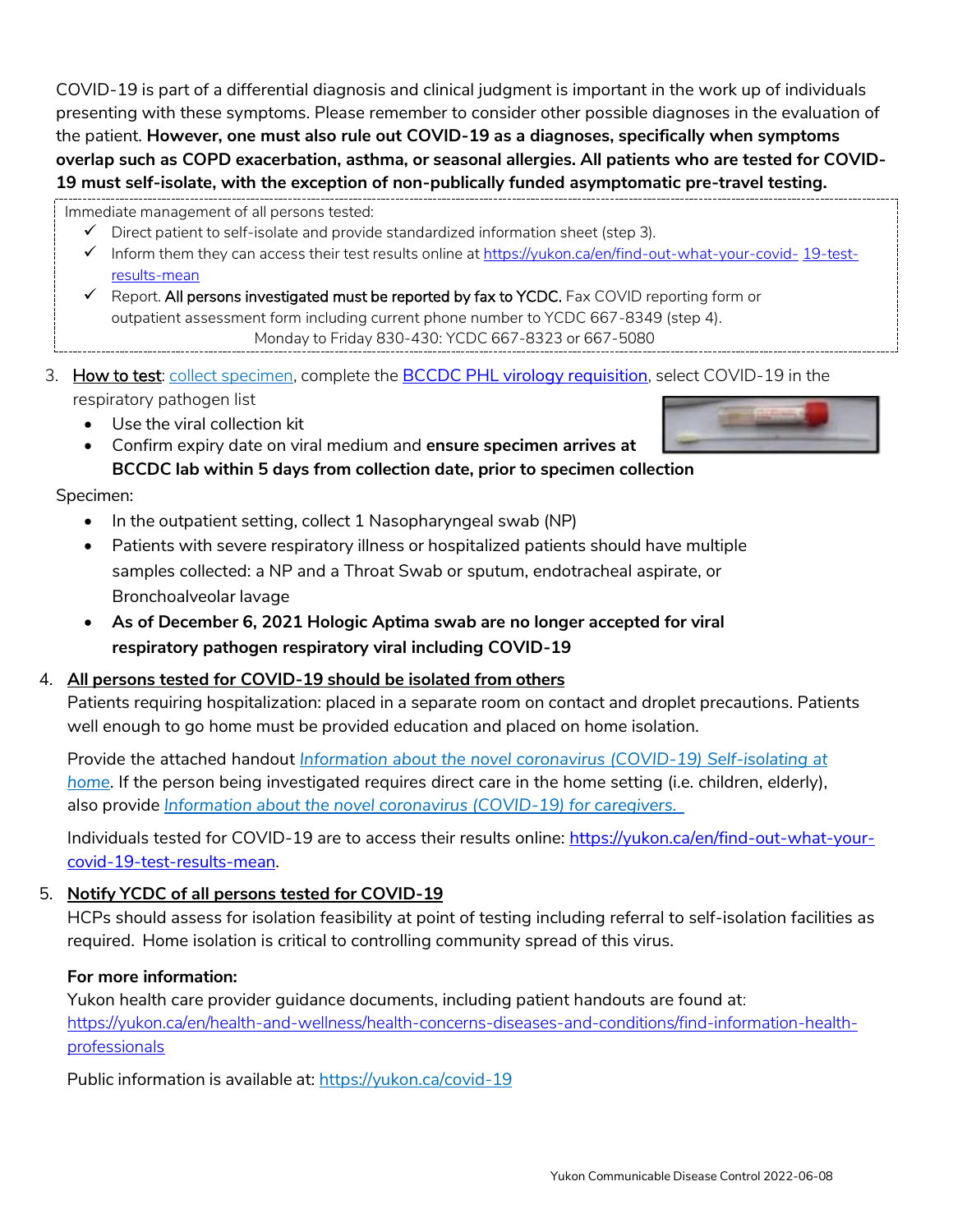COVID-19 is part of a differential diagnosis and clinical judgment is important in the work up of individuals presenting with these symptoms. Please remember to consider other possible diagnoses in the evaluation of the patient. **However, one must also rule out COVID-19 as a diagnoses, specifically when symptoms overlap such as COPD exacerbation, asthma, or seasonal allergies. All patients who are tested for COVID-19 must self-isolate, with the exception of non-publically funded asymptomatic pre-travel testing.**

Immediate management of all persons tested:

- ✓ Direct patient to self-isolate and provide standardized information sheet (step 3).
- ✓ Inform them they can access their test results online at [https://yukon.ca/en/find-out-what-your-covid- 19-test-results-mean](https://yukon.ca/en/find-out-what-your-covid-19-test-results-mean)
- ✓ Report. All persons investigated must be reported by fax to YCDC. Fax COVID reporting form or outpatient assessment form including current phone number to YCDC 667-8349 (step 4).
  Monday to Friday 830-430: YCDC 667-8323 or 667-5080

3. <u>How to test</u>: [collect specimen](), complete the [BCCDC PHL virology requisition](), select COVID-19 in the respiratory pathogen list
   - Use the viral collection kit
   - Confirm expiry date on viral medium and **ensure specimen arrives at BCCDC lab within 5 days from collection date, prior to specimen collection**

Specimen:

- In the outpatient setting, collect 1 Nasopharyngeal swab (NP)
- Patients with severe respiratory illness or hospitalized patients should have multiple samples collected: a NP and a Throat Swab or sputum, endotracheal aspirate, or Bronchoalveolar lavage
- **As of December 6, 2021 Hologic Aptima swab are no longer accepted for viral respiratory pathogen respiratory viral including COVID-19**

4. **<u>All persons tested for COVID-19 should be isolated from others</u>**

   Patients requiring hospitalization: placed in a separate room on contact and droplet precautions. Patients well enough to go home must be provided education and placed on home isolation.

   Provide the attached handout *[Information about the novel coronavirus (COVID-19) Self-isolating at home]()*. If the person being investigated requires direct care in the home setting (i.e. children, elderly), also provide *[Information about the novel coronavirus (COVID-19) for caregivers.]()*

   Individuals tested for COVID-19 are to access their results online: [https://yukon.ca/en/find-out-what-your-covid-19-test-results-mean](https://yukon.ca/en/find-out-what-your-covid-19-test-results-mean).

5. **<u>Notify YCDC of all persons tested for COVID-19</u>**

   HCPs should assess for isolation feasibility at point of testing including referral to self-isolation facilities as required. Home isolation is critical to controlling community spread of this virus.

   **For more information:**

   Yukon health care provider guidance documents, including patient handouts are found at: [https://yukon.ca/en/health-and-wellness/health-concerns-diseases-and-conditions/find-information-health-professionals](https://yukon.ca/en/health-and-wellness/health-concerns-diseases-and-conditions/find-information-health-professionals)

   Public information is available at: [https://yukon.ca/covid-19](https://yukon.ca/covid-19)

Yukon Communicable Disease Control 2022-06-08